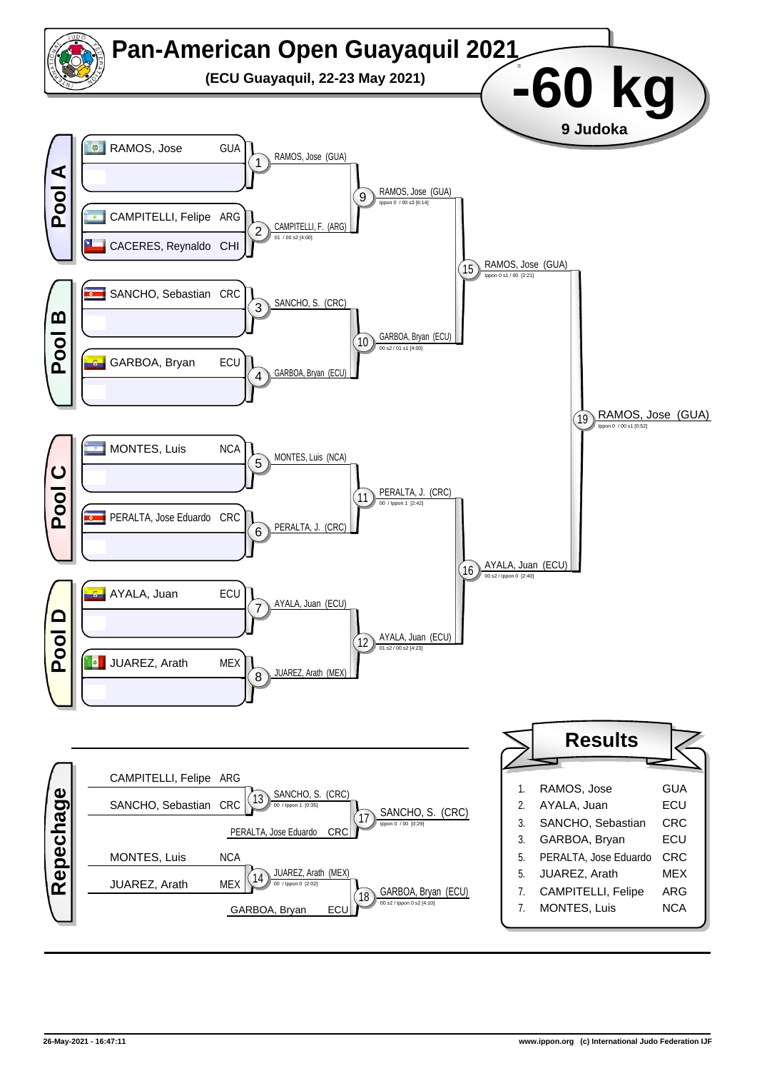# Pan-American Open Guayaquil 2021

**(ECU Guayaquil, 22-23 May 2021)**

# -60 kg

**9 Judoka**

## Pool A

- RAMOS, Jose GUA
- CAMPITELLI, Felipe ARG
- CACERES, Reynaldo CHI

1. RAMOS, Jose (GUA)
2. CAMPITELLI, F. (ARG) — 01 / 00 s2 [4:00]
9. RAMOS, Jose (GUA) — Ippon 0 / 00 s3 [6:14]

## Pool B

- SANCHO, Sebastian CRC
- GARBOA, Bryan ECU

3. SANCHO, S. (CRC)
4. GARBOA, Bryan (ECU)
10. GARBOA, Bryan (ECU) — 00 s2 / 01 s1 [4:00]

15. RAMOS, Jose (GUA) — Ippon 0 s1 / 00 [2:21]

## Pool C

- MONTES, Luis NCA
- PERALTA, Jose Eduardo CRC

5. MONTES, Luis (NCA)
6. PERALTA, J. (CRC)
11. PERALTA, J. (CRC) — 00 / Ippon 1 [2:42]

## Pool D

- AYALA, Juan ECU
- JUAREZ, Arath MEX

7. AYALA, Juan (ECU)
8. JUAREZ, Arath (MEX)
12. AYALA, Juan (ECU) — 01 s2 / 00 s2 [4:23]

16. AYALA, Juan (ECU) — 00 s2 / Ippon 0 [2:40]

19. RAMOS, Jose (GUA) — Ippon 0 / 00 s1 [0:52]

## Repechage

- CAMPITELLI, Felipe ARG
- SANCHO, Sebastian CRC

13. SANCHO, S. (CRC) — 00 / Ippon 1 [0:35]

- PERALTA, Jose Eduardo CRC

17. SANCHO, S. (CRC) — Ippon 0 / 00 [0:29]

- MONTES, Luis NCA
- JUAREZ, Arath MEX

14. JUAREZ, Arath (MEX) — 00 / Ippon 0 [2:02]

- GARBOA, Bryan ECU

18. GARBOA, Bryan (ECU) — 00 s2 / Ippon 0 s2 [4:10]

## Results

| | | |
|---|---|---|
| 1. | RAMOS, Jose | GUA |
| 2. | AYALA, Juan | ECU |
| 3. | SANCHO, Sebastian | CRC |
| 3. | GARBOA, Bryan | ECU |
| 5. | PERALTA, Jose Eduardo | CRC |
| 5. | JUAREZ, Arath | MEX |
| 7. | CAMPITELLI, Felipe | ARG |
| 7. | MONTES, Luis | NCA |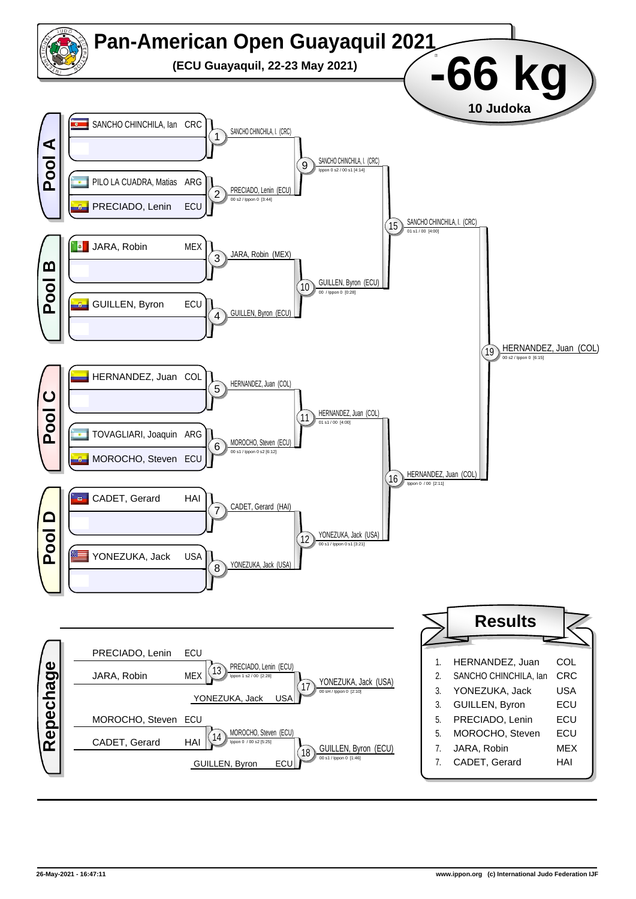# Pan-American Open Guayaquil 2021

**(ECU Guayaquil, 22-23 May 2021)**

## -66 kg

**10 Judoka**

### Pool A

- SANCHO CHINCHILA, Ian CRC
- PILO LA CUADRA, Matias ARG
- PRECIADO, Lenin ECU

| Match | Winner | Score |
|---|---|---|
| 1 | SANCHO CHINCHILA, I. (CRC) | |
| 2 | PRECIADO, Lenin (ECU) | 00 s2 / Ippon 0 [3:44] |
| 9 | SANCHO CHINCHILA, I. (CRC) | Ippon 0 s2 / 00 s1 [4:14] |

### Pool B

- JARA, Robin MEX
- GUILLEN, Byron ECU

| Match | Winner | Score |
|---|---|---|
| 3 | JARA, Robin (MEX) | |
| 4 | GUILLEN, Byron (ECU) | |
| 10 | GUILLEN, Byron (ECU) | 00 / Ippon 0 [0:28] |
| 15 | SANCHO CHINCHILA, I. (CRC) | 01 s1 / 00 [4:00] |

### Pool C

- HERNANDEZ, Juan COL
- TOVAGLIARI, Joaquin ARG
- MOROCHO, Steven ECU

| Match | Winner | Score |
|---|---|---|
| 5 | HERNANDEZ, Juan (COL) | |
| 6 | MOROCHO, Steven (ECU) | 00 s1 / Ippon 0 s2 [6:12] |
| 11 | HERNANDEZ, Juan (COL) | 01 s1 / 00 [4:00] |

### Pool D

- CADET, Gerard HAI
- YONEZUKA, Jack USA

| Match | Winner | Score |
|---|---|---|
| 7 | CADET, Gerard (HAI) | |
| 8 | YONEZUKA, Jack (USA) | |
| 12 | YONEZUKA, Jack (USA) | 00 s1 / Ippon 0 s1 [3:21] |
| 16 | HERNANDEZ, Juan (COL) | Ippon 0 / 00 [2:11] |

### Final

| Match | Winner | Score |
|---|---|---|
| 19 | HERNANDEZ, Juan (COL) | 00 s2 / Ippon 0 [6:15] |

### Repechage

| Match | Competitors | Winner | Score |
|---|---|---|---|
| 13 | PRECIADO, Lenin ECU vs JARA, Robin MEX | PRECIADO, Lenin (ECU) | Ippon 1 s2 / 00 [2:28] |
| 17 | PRECIADO, Lenin ECU vs YONEZUKA, Jack USA | YONEZUKA, Jack (USA) | 00 sH / Ippon 0 [2:10] |
| 14 | MOROCHO, Steven ECU vs CADET, Gerard HAI | MOROCHO, Steven (ECU) | Ippon 0 / 00 s2 [5:25] |
| 18 | MOROCHO, Steven ECU vs GUILLEN, Byron ECU | GUILLEN, Byron (ECU) | 00 s1 / Ippon 0 [1:46] |

### Results

| Place | Name | Country |
|---|---|---|
| 1. | HERNANDEZ, Juan | COL |
| 2. | SANCHO CHINCHILLA, Ian | CRC |
| 3. | YONEZUKA, Jack | USA |
| 3. | GUILLEN, Byron | ECU |
| 5. | PRECIADO, Lenin | ECU |
| 5. | MOROCHO, Steven | ECU |
| 7. | JARA, Robin | MEX |
| 7. | CADET, Gerard | HAI |

26-May-2021 - 16:47:11 www.ippon.org (c) International Judo Federation IJF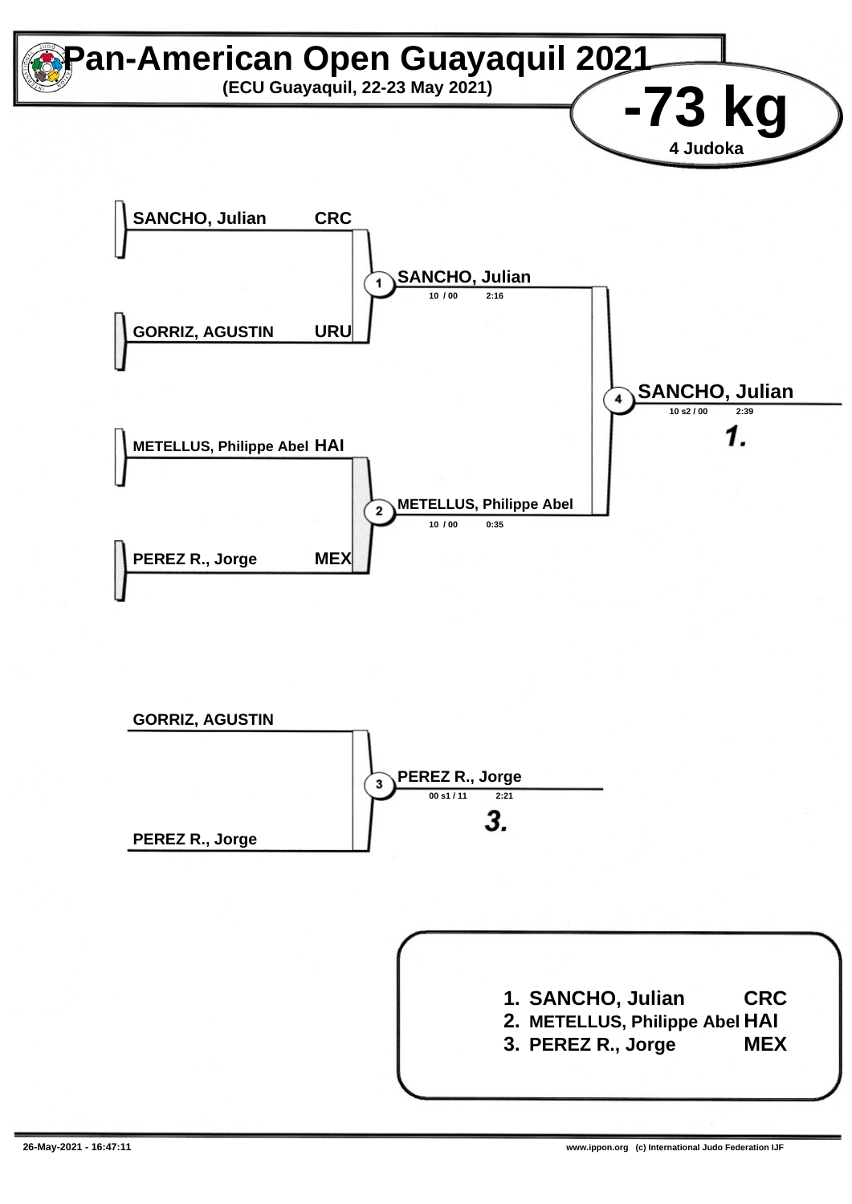# Pan-American Open Guayaquil 2021

**(ECU Guayaquil, 22-23 May 2021)**

## -73 kg

**4 Judoka**

SANCHO, Julian CRC

GORRIZ, AGUSTIN URU

1 SANCHO, Julian
10 / 00 2:16

METELLUS, Philippe Abel HAI

PEREZ R., Jorge MEX

2 METELLUS, Philippe Abel
10 / 00 0:35

4 SANCHO, Julian
10 s2 / 00 2:39

*1.*

GORRIZ, AGUSTIN

PEREZ R., Jorge

3 PEREZ R., Jorge
00 s1 / 11 2:21

*3.*

| | | |
|---|---|---|
| 1. | SANCHO, Julian | CRC |
| 2. | METELLUS, Philippe Abel | HAI |
| 3. | PEREZ R., Jorge | MEX |

26-May-2021 - 16:47:11

www.ippon.org (c) International Judo Federation IJF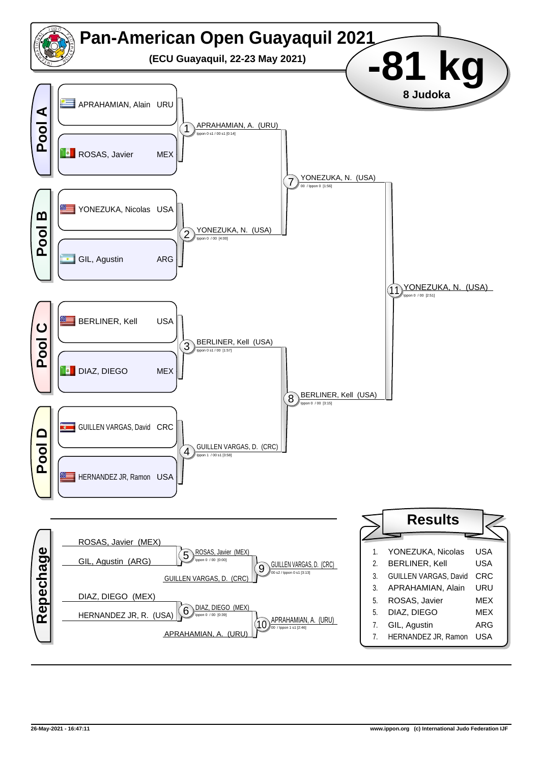# Pan-American Open Guayaquil 2021

**(ECU Guayaquil, 22-23 May 2021)**

# -81 kg

**8 Judoka**

## Pool A

- APRAHAMIAN, Alain URU
- ROSAS, Javier MEX

1 APRAHAMIAN, A. (URU) — Ippon 0 s1 / 00 s1 [0:14]

## Pool B

- YONEZUKA, Nicolas USA
- GIL, Agustin ARG

2 YONEZUKA, N. (USA) — Ippon 0 / 00 [4:00]

7 YONEZUKA, N. (USA) — 00 / Ippon 0 [1:56]

## Pool C

- BERLINER, Kell USA
- DIAZ, DIEGO MEX

3 BERLINER, Kell (USA) — Ippon 0 s1 / 00 [1:57]

## Pool D

- GUILLEN VARGAS, David CRC
- HERNANDEZ JR, Ramon USA

4 GUILLEN VARGAS, D. (CRC) — Ippon 1 / 00 s1 [3:58]

8 BERLINER, Kell (USA) — Ippon 0 / 00 [3:15]

11 YONEZUKA, N. (USA) — Ippon 0 / 00 [2:51]

## Repechage

- ROSAS, Javier (MEX)
- GIL, Agustin (ARG)

5 ROSAS, Javier (MEX) — Ippon 0 / 00 [0:00]

GUILLEN VARGAS, D. (CRC)

9 GUILLEN VARGAS, D. (CRC) — 00 s2 / Ippon 0 s1 [3:13]

- DIAZ, DIEGO (MEX)
- HERNANDEZ JR, R. (USA)

6 DIAZ, DIEGO (MEX) — Ippon 0 / 00 [0:39]

APRAHAMIAN, A. (URU)

10 APRAHAMIAN, A. (URU) — 00 / Ippon 1 s1 [2:46]

## Results

| | | |
|---|---|---|
| 1. | YONEZUKA, Nicolas | USA |
| 2. | BERLINER, Kell | USA |
| 3. | GUILLEN VARGAS, David | CRC |
| 3. | APRAHAMIAN, Alain | URU |
| 5. | ROSAS, Javier | MEX |
| 5. | DIAZ, DIEGO | MEX |
| 7. | GIL, Agustin | ARG |
| 7. | HERNANDEZ JR, Ramon | USA |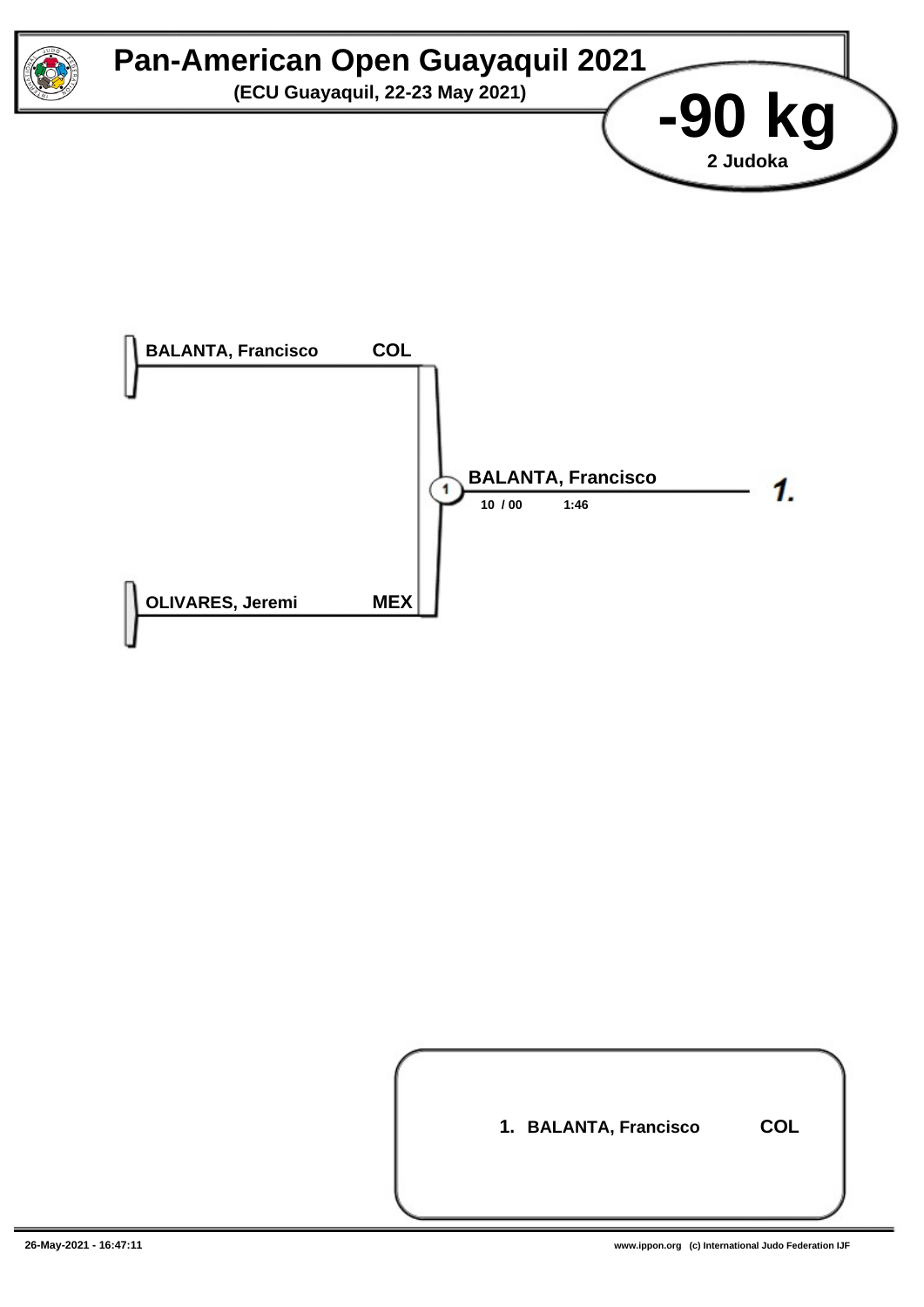# Pan-American Open Guayaquil 2021

**(ECU Guayaquil, 22-23 May 2021)**

## -90 kg

**2 Judoka**

**BALANTA, Francisco** **COL**

**OLIVARES, Jeremi** **MEX**

(1) **BALANTA, Francisco**

**10 / 00** **1:46**

***1.***

**1. BALANTA, Francisco** **COL**

26-May-2021 - 16:47:11

www.ippon.org (c) International Judo Federation IJF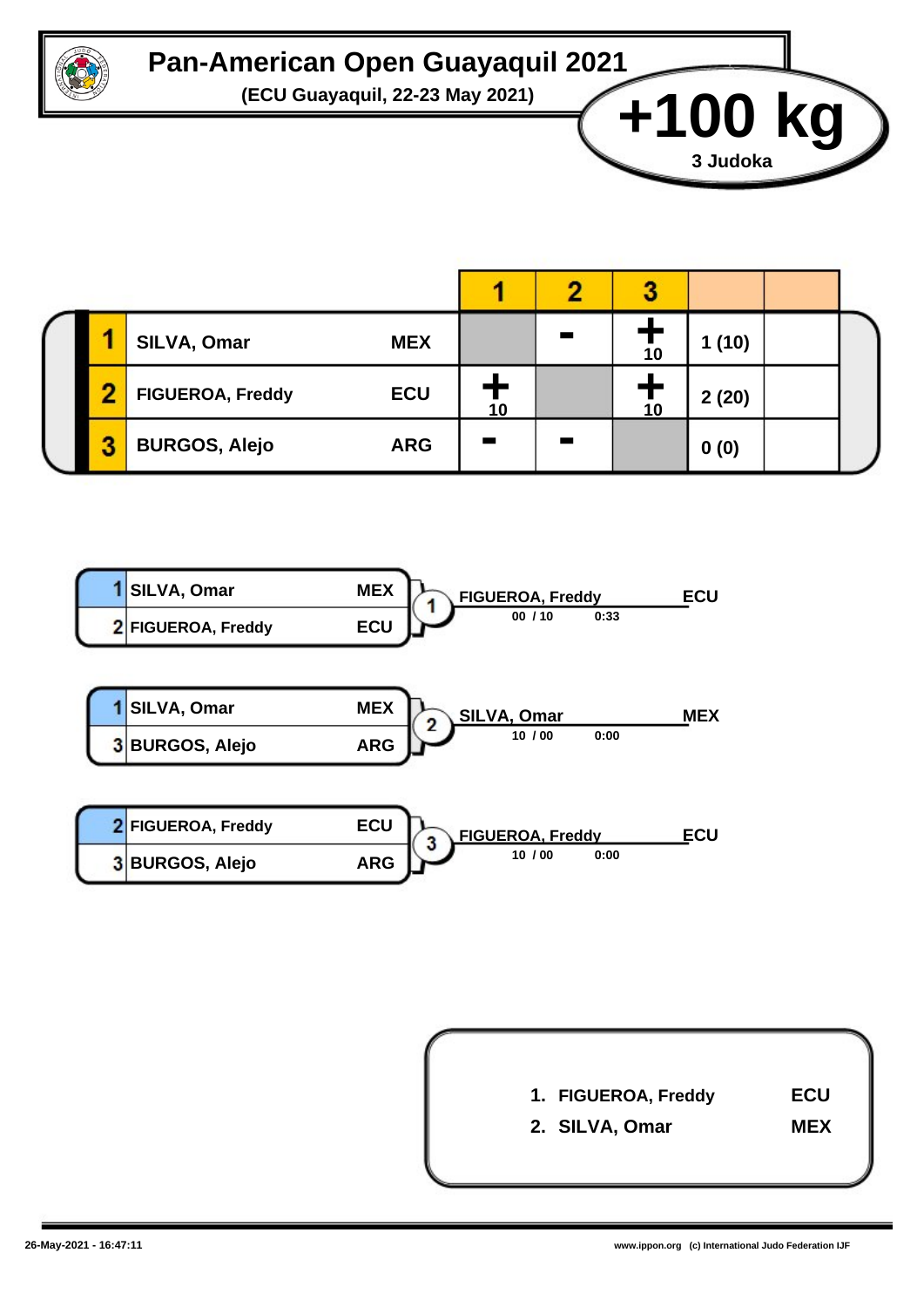# Pan-American Open Guayaquil 2021

**(ECU Guayaquil, 22-23 May 2021)**

## +100 kg

3 Judoka

| # | Name | Nation | 1 | 2 | 3 | | |
|---|---|---|---|---|---|---|---|
| 1 | SILVA, Omar | MEX | | - | + 10 | 1 (10) | |
| 2 | FIGUEROA, Freddy | ECU | + 10 | | + 10 | 2 (20) | |
| 3 | BURGOS, Alejo | ARG | - | - | | 0 (0) | |

| Contest | White | | Blue | | Winner | Score | Time |
|---|---|---|---|---|---|---|---|
| 1 | 1 SILVA, Omar | MEX | 2 FIGUEROA, Freddy | ECU | FIGUEROA, Freddy (ECU) | 00 / 10 | 0:33 |
| 2 | 1 SILVA, Omar | MEX | 3 BURGOS, Alejo | ARG | SILVA, Omar (MEX) | 10 / 00 | 0:00 |
| 3 | 2 FIGUEROA, Freddy | ECU | 3 BURGOS, Alejo | ARG | FIGUEROA, Freddy (ECU) | 10 / 00 | 0:00 |

1. FIGUEROA, Freddy ECU
2. SILVA, Omar MEX

26-May-2021 - 16:47:11

www.ippon.org (c) International Judo Federation IJF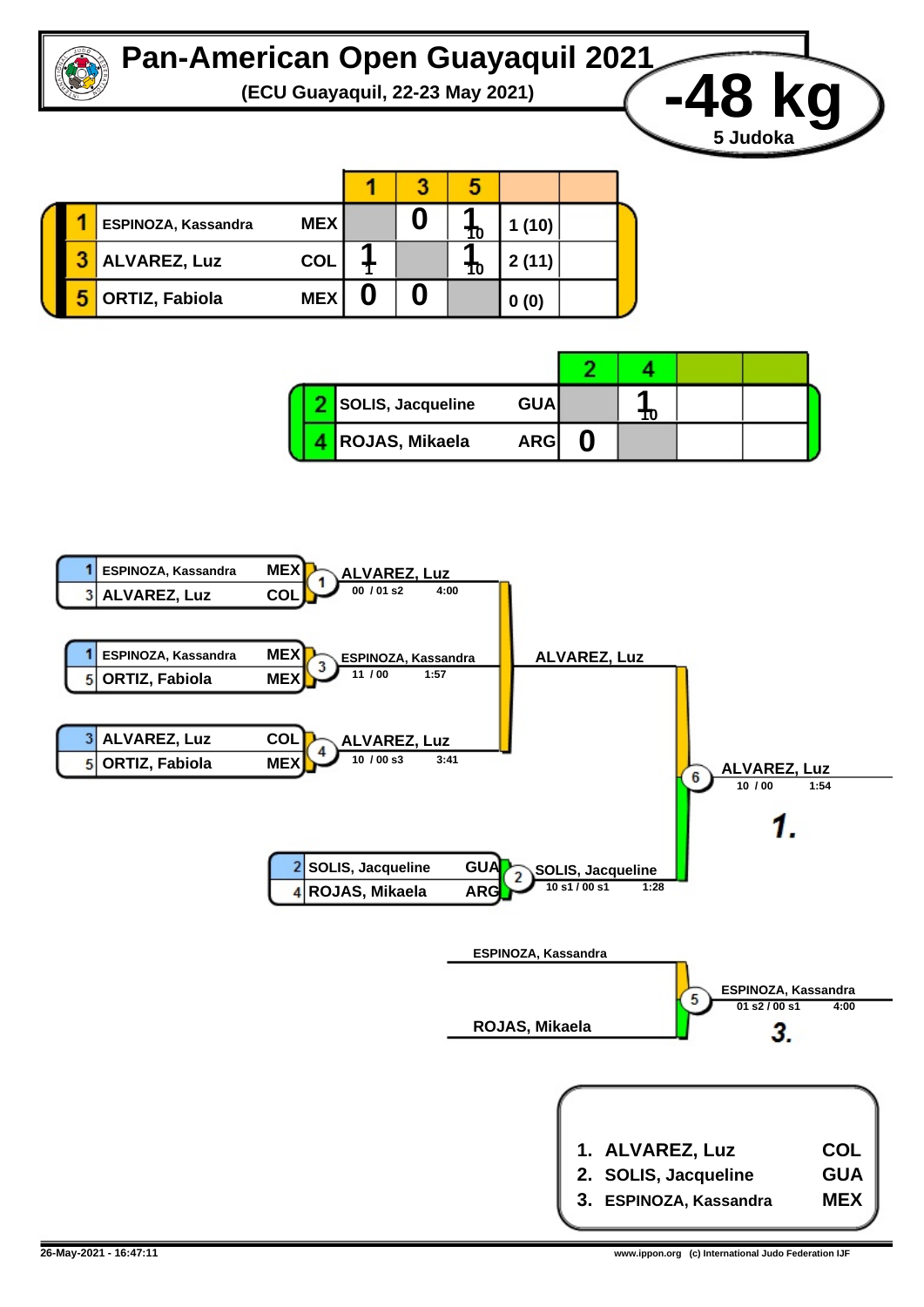# Pan-American Open Guayaquil 2021

**(ECU Guayaquil, 22-23 May 2021)**

## -48 kg

**5 Judoka**

| | | | 1 | 3 | 5 | | |
|---|---|---|---|---|---|---|---|
| 1 | ESPINOZA, Kassandra | MEX | | 0 | 1 10 | 1 (10) | |
| 3 | ALVAREZ, Luz | COL | 1 1 | | 1 10 | 2 (11) | |
| 5 | ORTIZ, Fabiola | MEX | 0 | 0 | | 0 (0) | |

| | | | 2 | 4 | | |
|---|---|---|---|---|---|---|
| 2 | SOLIS, Jacqueline | GUA | | 1 10 | | |
| 4 | ROJAS, Mikaela | ARG | 0 | | | |

**Contest 1:** 1 ESPINOZA, Kassandra (MEX) vs 3 ALVAREZ, Luz (COL) — Winner: ALVAREZ, Luz — 00 / 01 s2 — 4:00

**Contest 3:** 1 ESPINOZA, Kassandra (MEX) vs 5 ORTIZ, Fabiola (MEX) — Winner: ESPINOZA, Kassandra — 11 / 00 — 1:57

**Contest 4:** 3 ALVAREZ, Luz (COL) vs 5 ORTIZ, Fabiola (MEX) — Winner: ALVAREZ, Luz — 10 / 00 s3 — 3:41

Pool winner: ALVAREZ, Luz

**Contest 2:** 2 SOLIS, Jacqueline (GUA) vs 4 ROJAS, Mikaela (ARG) — Winner: SOLIS, Jacqueline — 10 s1 / 00 s1 — 1:28

**Contest 6:** ALVAREZ, Luz vs SOLIS, Jacqueline — Winner: ALVAREZ, Luz — 10 / 00 — 1:54 — **1.**

**Contest 5:** ESPINOZA, Kassandra vs ROJAS, Mikaela — Winner: ESPINOZA, Kassandra — 01 s2 / 00 s1 — 4:00 — **3.**

| | | |
|---|---|---|
| 1. | ALVAREZ, Luz | COL |
| 2. | SOLIS, Jacqueline | GUA |
| 3. | ESPINOZA, Kassandra | MEX |

26-May-2021 - 16:47:11

www.ippon.org (c) International Judo Federation IJF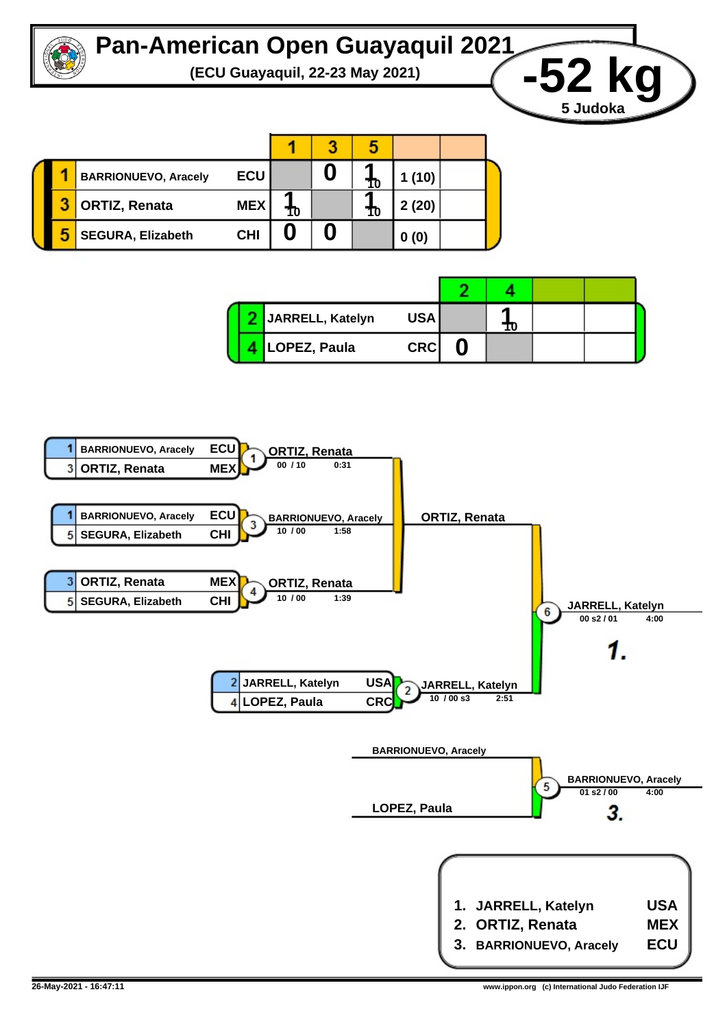# Pan-American Open Guayaquil 2021

**(ECU Guayaquil, 22-23 May 2021)**

## -52 kg

5 Judoka

### Pool 1

| # | Name | Nation | 1 | 3 | 5 | | |
|---|---|---|---|---|---|---|---|
| 1 | BARRIONUEVO, Aracely | ECU | | 0 | 1 10 | 1 (10) | |
| 3 | ORTIZ, Renata | MEX | 1 10 | | 1 10 | 2 (20) | |
| 5 | SEGURA, Elizabeth | CHI | 0 | 0 | | 0 (0) | |

### Pool 2

| # | Name | Nation | 2 | 4 | | |
|---|---|---|---|---|---|---|
| 2 | JARRELL, Katelyn | USA | | 1 10 | | |
| 4 | LOPEZ, Paula | CRC | 0 | | | |

### Contests

| Contest | Competitors | Winner | Score | Time |
|---|---|---|---|---|
| 1 | 1 BARRIONUEVO, Aracely (ECU) – 3 ORTIZ, Renata (MEX) | ORTIZ, Renata | 00 / 10 | 0:31 |
| 3 | 1 BARRIONUEVO, Aracely (ECU) – 5 SEGURA, Elizabeth (CHI) | BARRIONUEVO, Aracely | 10 / 00 | 1:58 |
| 4 | 3 ORTIZ, Renata (MEX) – 5 SEGURA, Elizabeth (CHI) | ORTIZ, Renata | 10 / 00 | 1:39 |
| 2 | 2 JARRELL, Katelyn (USA) – 4 LOPEZ, Paula (CRC) | JARRELL, Katelyn | 10 / 00 s3 | 2:51 |
| 6 | ORTIZ, Renata – JARRELL, Katelyn | JARRELL, Katelyn (1.) | 00 s2 / 01 | 4:00 |
| 5 | BARRIONUEVO, Aracely – LOPEZ, Paula | BARRIONUEVO, Aracely (3.) | 01 s2 / 00 | 4:00 |

### Final Ranking

1. JARRELL, Katelyn — USA
2. ORTIZ, Renata — MEX
3. BARRIONUEVO, Aracely — ECU

26-May-2021 - 16:47:11

www.ippon.org (c) International Judo Federation IJF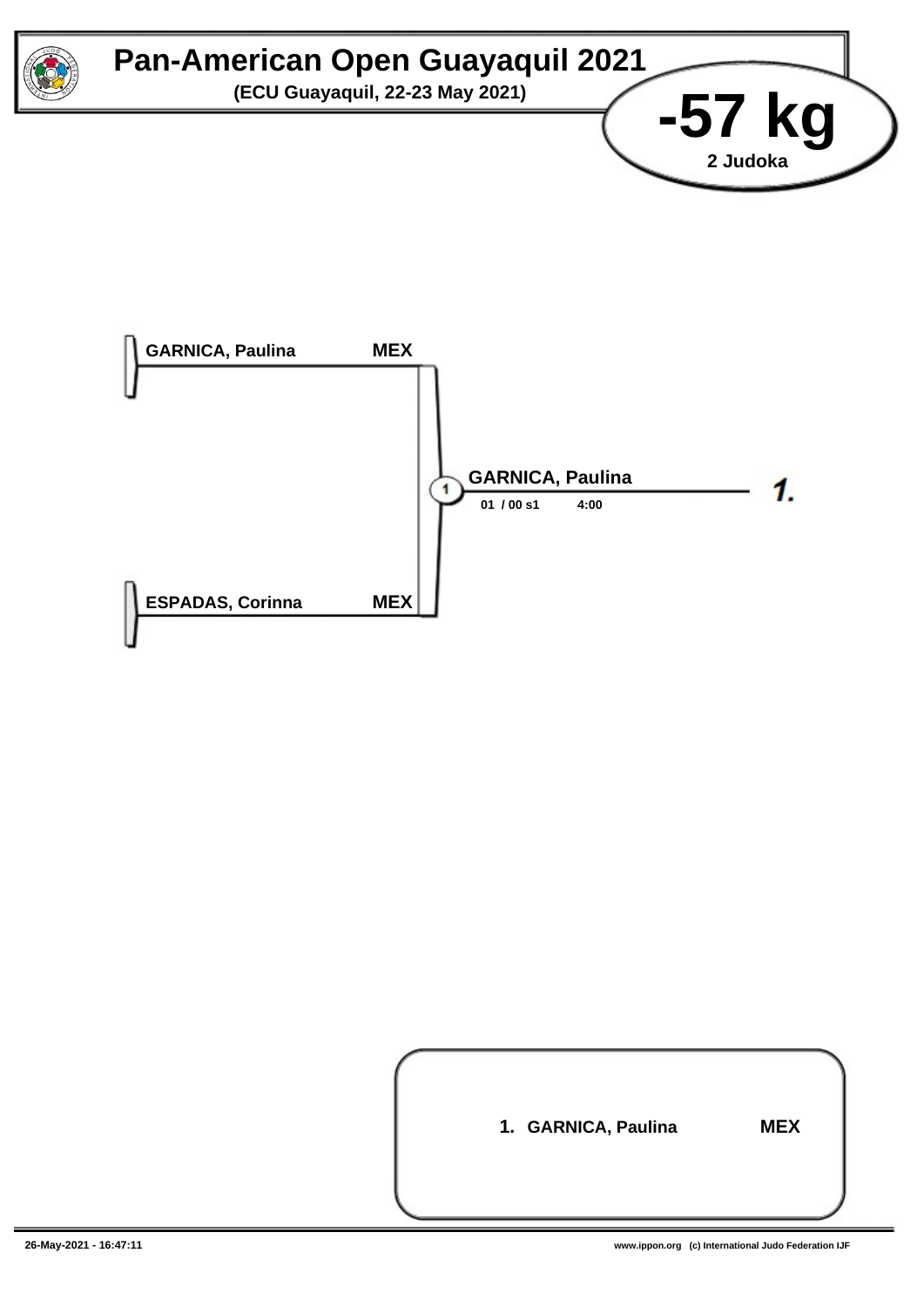# Pan-American Open Guayaquil 2021

**(ECU Guayaquil, 22-23 May 2021)**

## -57 kg

**2 Judoka**

**GARNICA, Paulina** MEX

**ESPADAS, Corinna** MEX

(1) **GARNICA, Paulina**

01 / 00 s1 4:00

*1.*

**1. GARNICA, Paulina** MEX

26-May-2021 - 16:47:11

www.ippon.org (c) International Judo Federation IJF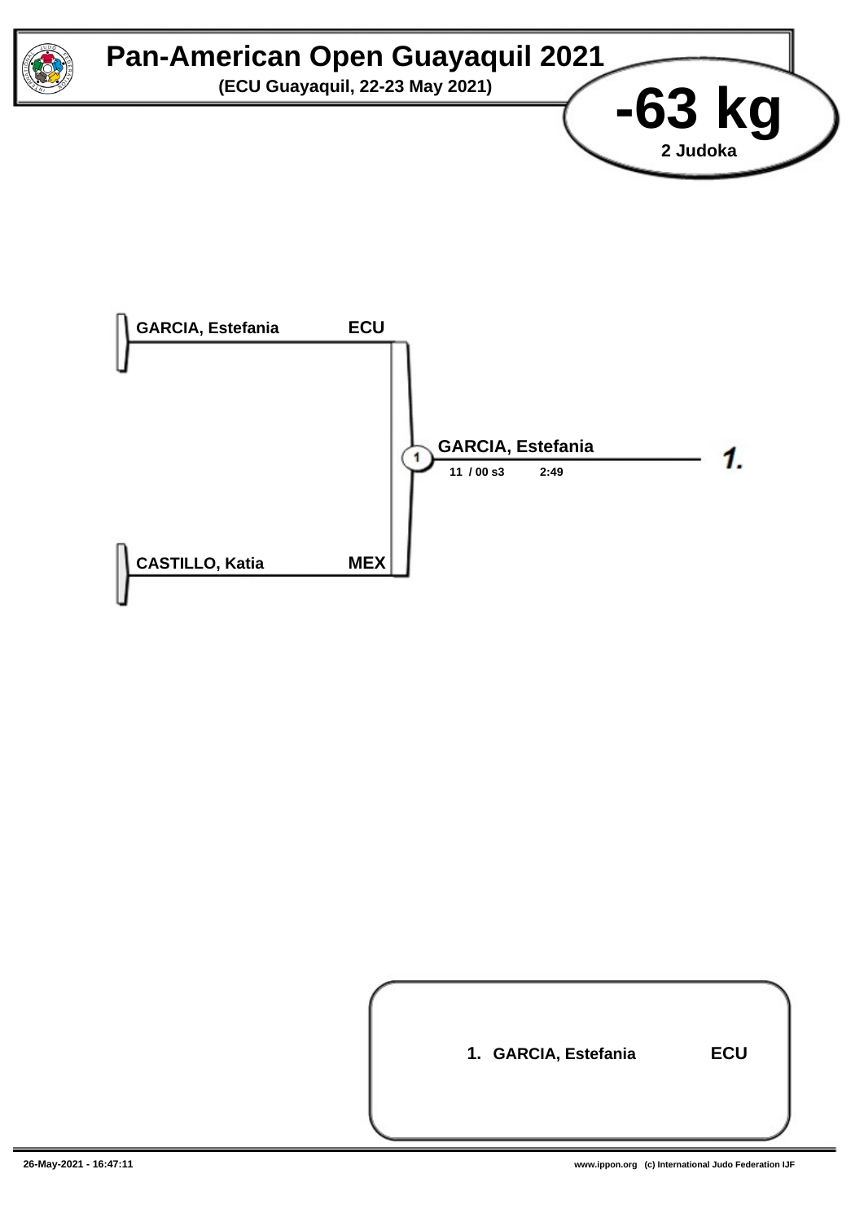# Pan-American Open Guayaquil 2021

**(ECU Guayaquil, 22-23 May 2021)**

## -63 kg

**2 Judoka**

GARCIA, Estefania ECU

CASTILLO, Katia MEX

(1) GARCIA, Estefania

11 / 00 s3 2:49

*1.*

**1.** GARCIA, Estefania ECU

26-May-2021 - 16:47:11

www.ippon.org (c) International Judo Federation IJF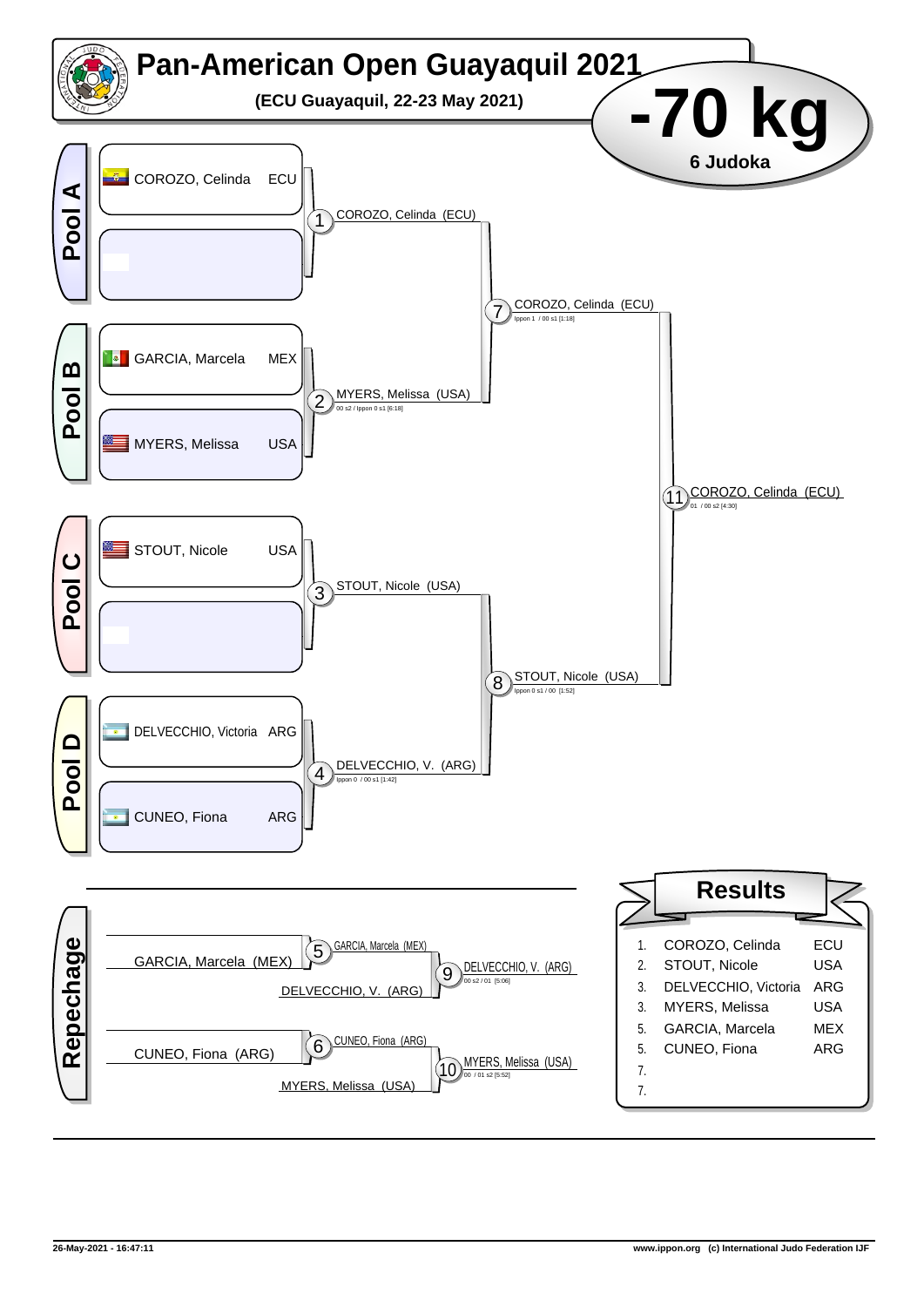# Pan-American Open Guayaquil 2021

**(ECU Guayaquil, 22-23 May 2021)**

# -70 kg

**6 Judoka**

## Pool A

- COROZO, Celinda ECU

## Pool B

- GARCIA, Marcela MEX
- MYERS, Melissa USA

## Pool C

- STOUT, Nicole USA

## Pool D

- DELVECCHIO, Victoria ARG
- CUNEO, Fiona ARG

## Contests

| Contest | Winner | Score |
|---|---|---|
| 1 | COROZO, Celinda (ECU) | |
| 2 | MYERS, Melissa (USA) | 00 s2 / Ippon 0 s1 [6:18] |
| 3 | STOUT, Nicole (USA) | |
| 4 | DELVECCHIO, V. (ARG) | Ippon 0 / 00 s1 [1:42] |
| 7 | COROZO, Celinda (ECU) | Ippon 1 / 00 s1 [1:18] |
| 8 | STOUT, Nicole (USA) | Ippon 0 s1 / 00 [1:52] |
| 11 | COROZO, Celinda (ECU) | 01 / 00 s2 [4:30] |

## Repechage

| Contest | Competitors | Winner | Score |
|---|---|---|---|
| 5 | GARCIA, Marcela (MEX) | GARCIA, Marcela (MEX) | |
| 9 | GARCIA, Marcela (MEX) vs DELVECCHIO, V. (ARG) | DELVECCHIO, V. (ARG) | 00 s2 / 01 [5:06] |
| 6 | CUNEO, Fiona (ARG) | CUNEO, Fiona (ARG) | |
| 10 | CUNEO, Fiona (ARG) vs MYERS, Melissa (USA) | MYERS, Melissa (USA) | 00 / 01 s2 [5:52] |

## Results

| Rank | Name | Country |
|---|---|---|
| 1. | COROZO, Celinda | ECU |
| 2. | STOUT, Nicole | USA |
| 3. | DELVECCHIO, Victoria | ARG |
| 3. | MYERS, Melissa | USA |
| 5. | GARCIA, Marcela | MEX |
| 5. | CUNEO, Fiona | ARG |
| 7. | | |
| 7. | | |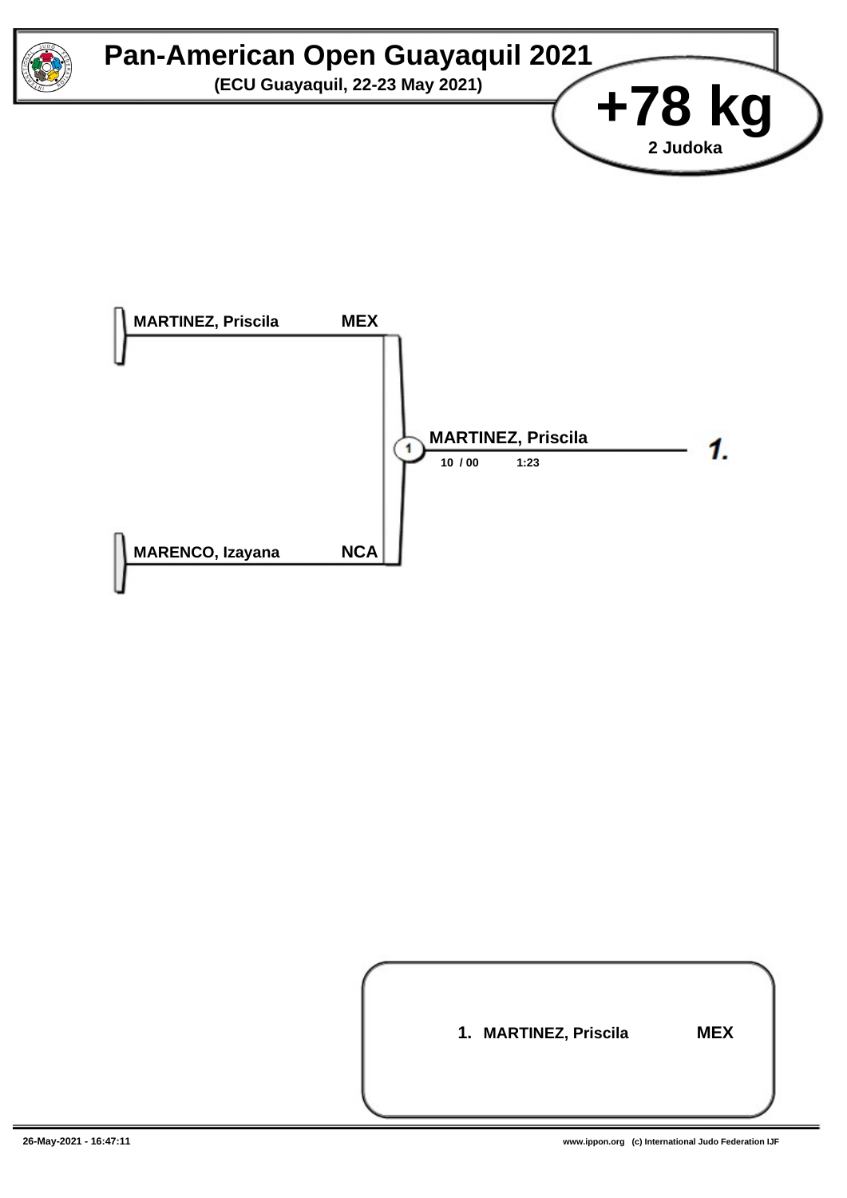# Pan-American Open Guayaquil 2021

**(ECU Guayaquil, 22-23 May 2021)**

## +78 kg

**2 Judoka**

MARTINEZ, Priscila MEX

MARENCO, Izayana NCA

1 MARTINEZ, Priscila

10 / 00 1:23

1.

1. MARTINEZ, Priscila MEX

26-May-2021 - 16:47:11

www.ippon.org (c) International Judo Federation IJF